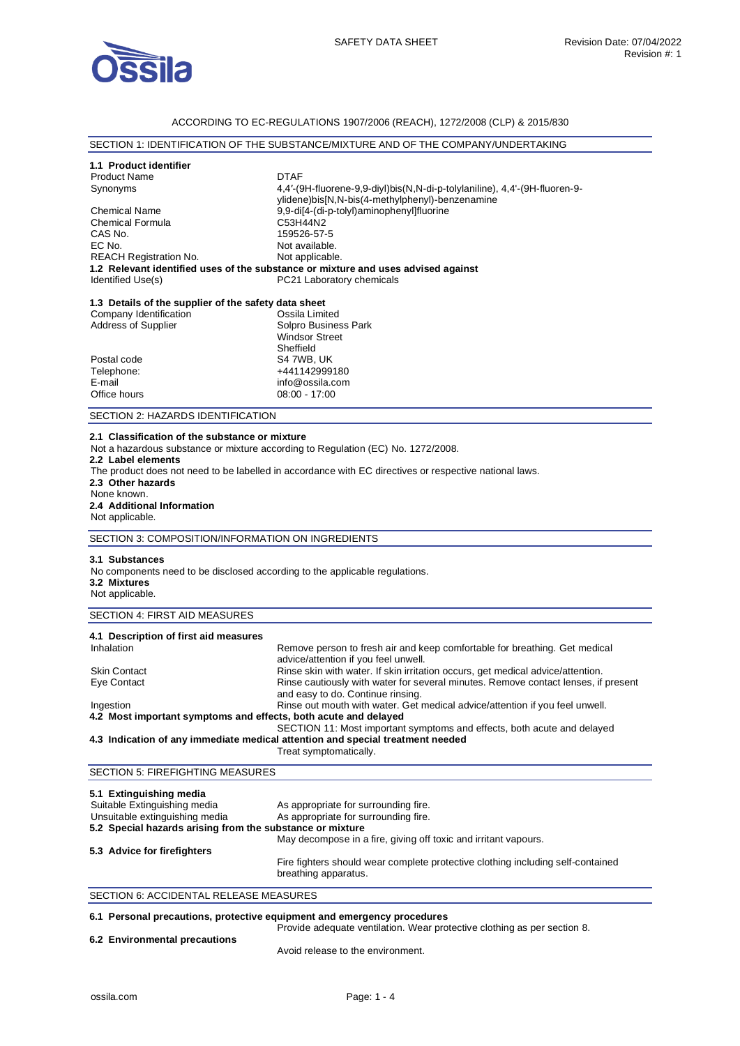SAFETY DATA SHEET

Revision Date: 07/04/2022
Revision #: 1

ACCORDING TO EC-REGULATIONS 1907/2006 (REACH), 1272/2008 (CLP) & 2015/830

## SECTION 1: IDENTIFICATION OF THE SUBSTANCE/MIXTURE AND OF THE COMPANY/UNDERTAKING

### 1.1 Product identifier

| | |
|---|---|
| Product Name | DTAF |
| Synonyms | 4,4'-(9H-fluorene-9,9-diyl)bis(N,N-di-p-tolylaniline), 4,4'-(9H-fluoren-9-ylidene)bis[N,N-bis(4-methylphenyl)-benzenamine |
| Chemical Name | 9,9-di[4-(di-p-tolyl)aminophenyl]fluorine |
| Chemical Formula | $C_{53}H_{44}N_2$ |
| CAS No. | 159526-57-5 |
| EC No. | Not available. |
| REACH Registration No. | Not applicable. |

### 1.2 Relevant identified uses of the substance or mixture and uses advised against

| | |
|---|---|
| Identified Use(s) | PC21 Laboratory chemicals |

### 1.3 Details of the supplier of the safety data sheet

| | |
|---|---|
| Company Identification | Ossila Limited |
| Address of Supplier | Solpro Business Park<br>Windsor Street<br>Sheffield |
| Postal code | S4 7WB, UK |
| Telephone: | +441142999180 |
| E-mail | info@ossila.com |
| Office hours | 08:00 - 17:00 |

## SECTION 2: HAZARDS IDENTIFICATION

### 2.1 Classification of the substance or mixture

Not a hazardous substance or mixture according to Regulation (EC) No. 1272/2008.

### 2.2 Label elements

The product does not need to be labelled in accordance with EC directives or respective national laws.

### 2.3 Other hazards

None known.

### 2.4 Additional Information

Not applicable.

## SECTION 3: COMPOSITION/INFORMATION ON INGREDIENTS

### 3.1 Substances

No components need to be disclosed according to the applicable regulations.

### 3.2 Mixtures

Not applicable.

## SECTION 4: FIRST AID MEASURES

### 4.1 Description of first aid measures

| | |
|---|---|
| Inhalation | Remove person to fresh air and keep comfortable for breathing. Get medical advice/attention if you feel unwell. |
| Skin Contact | Rinse skin with water. If skin irritation occurs, get medical advice/attention. |
| Eye Contact | Rinse cautiously with water for several minutes. Remove contact lenses, if present and easy to do. Continue rinsing. |
| Ingestion | Rinse out mouth with water. Get medical advice/attention if you feel unwell. |

### 4.2 Most important symptoms and effects, both acute and delayed

SECTION 11: Most important symptoms and effects, both acute and delayed

### 4.3 Indication of any immediate medical attention and special treatment needed

Treat symptomatically.

## SECTION 5: FIREFIGHTING MEASURES

### 5.1 Extinguishing media

| | |
|---|---|
| Suitable Extinguishing media | As appropriate for surrounding fire. |
| Unsuitable extinguishing media | As appropriate for surrounding fire. |

### 5.2 Special hazards arising from the substance or mixture

May decompose in a fire, giving off toxic and irritant vapours.

### 5.3 Advice for firefighters

Fire fighters should wear complete protective clothing including self-contained breathing apparatus.

## SECTION 6: ACCIDENTAL RELEASE MEASURES

### 6.1 Personal precautions, protective equipment and emergency procedures

Provide adequate ventilation. Wear protective clothing as per section 8.

### 6.2 Environmental precautions

Avoid release to the environment.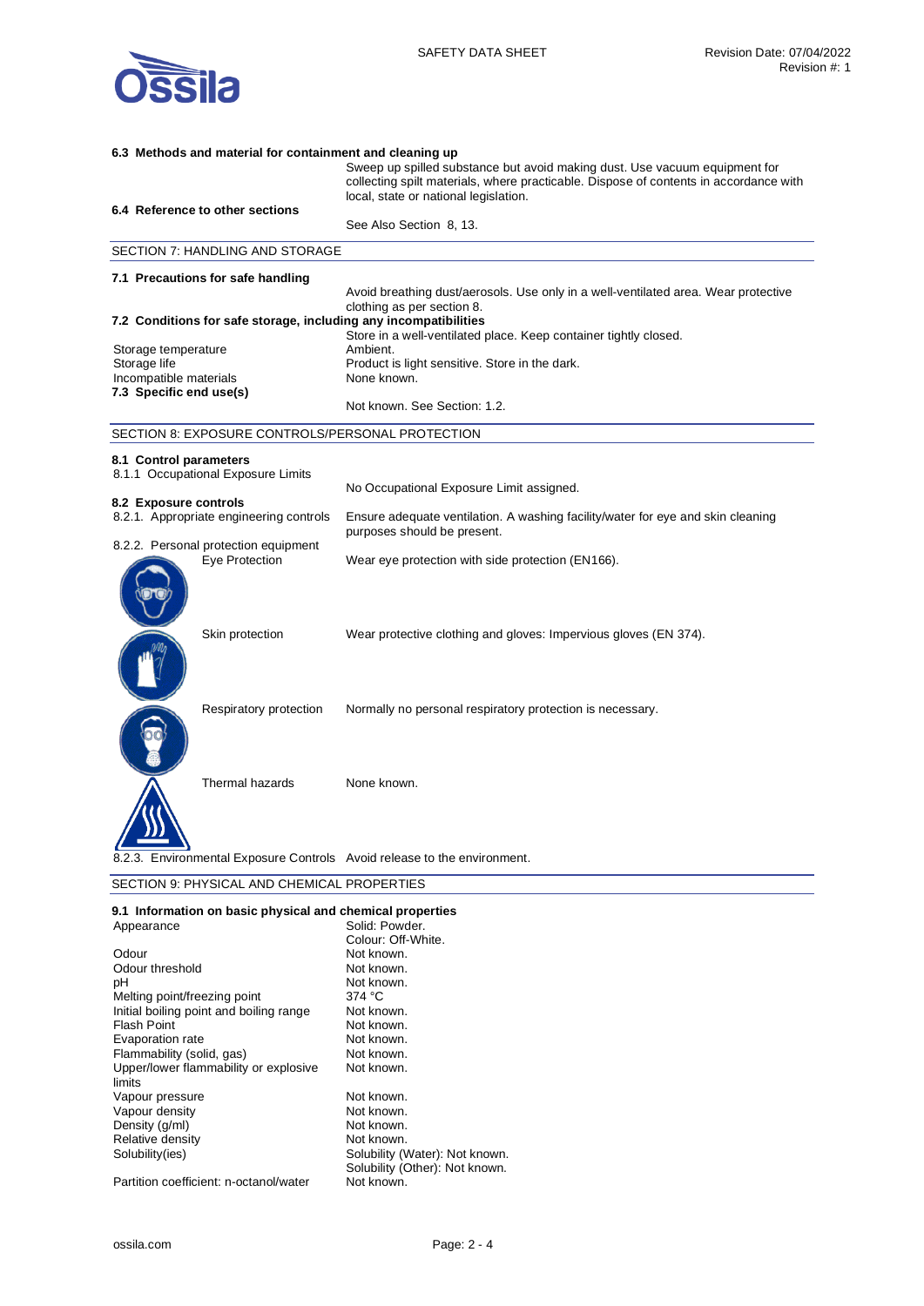**6.3 Methods and material for containment and cleaning up**

Sweep up spilled substance but avoid making dust. Use vacuum equipment for collecting spilt materials, where practicable. Dispose of contents in accordance with local, state or national legislation.

**6.4 Reference to other sections**

See Also Section 8, 13.

## SECTION 7: HANDLING AND STORAGE

**7.1 Precautions for safe handling**

Avoid breathing dust/aerosols. Use only in a well-ventilated area. Wear protective clothing as per section 8.

**7.2 Conditions for safe storage, including any incompatibilities**

Store in a well-ventilated place. Keep container tightly closed.

| | |
|---|---|
| Storage temperature | Ambient. |
| Storage life | Product is light sensitive. Store in the dark. |
| Incompatible materials | None known. |

**7.3 Specific end use(s)**

Not known. See Section: 1.2.

## SECTION 8: EXPOSURE CONTROLS/PERSONAL PROTECTION

**8.1 Control parameters**

8.1.1 Occupational Exposure Limits

No Occupational Exposure Limit assigned.

**8.2 Exposure controls**

8.2.1. Appropriate engineering controls: Ensure adequate ventilation. A washing facility/water for eye and skin cleaning purposes should be present.

8.2.2. Personal protection equipment

| | |
|---|---|
| Eye Protection | Wear eye protection with side protection (EN166). |
| Skin protection | Wear protective clothing and gloves: Impervious gloves (EN 374). |
| Respiratory protection | Normally no personal respiratory protection is necessary. |
| Thermal hazards | None known. |

8.2.3. Environmental Exposure Controls: Avoid release to the environment.

## SECTION 9: PHYSICAL AND CHEMICAL PROPERTIES

**9.1 Information on basic physical and chemical properties**

| | |
|---|---|
| Appearance | Solid: Powder.<br>Colour: Off-White. |
| Odour | Not known. |
| Odour threshold | Not known. |
| pH | Not known. |
| Melting point/freezing point | 374 °C |
| Initial boiling point and boiling range | Not known. |
| Flash Point | Not known. |
| Evaporation rate | Not known. |
| Flammability (solid, gas) | Not known. |
| Upper/lower flammability or explosive limits | Not known. |
| Vapour pressure | Not known. |
| Vapour density | Not known. |
| Density (g/ml) | Not known. |
| Relative density | Not known. |
| Solubility(ies) | Solubility (Water): Not known.<br>Solubility (Other): Not known. |
| Partition coefficient: n-octanol/water | Not known. |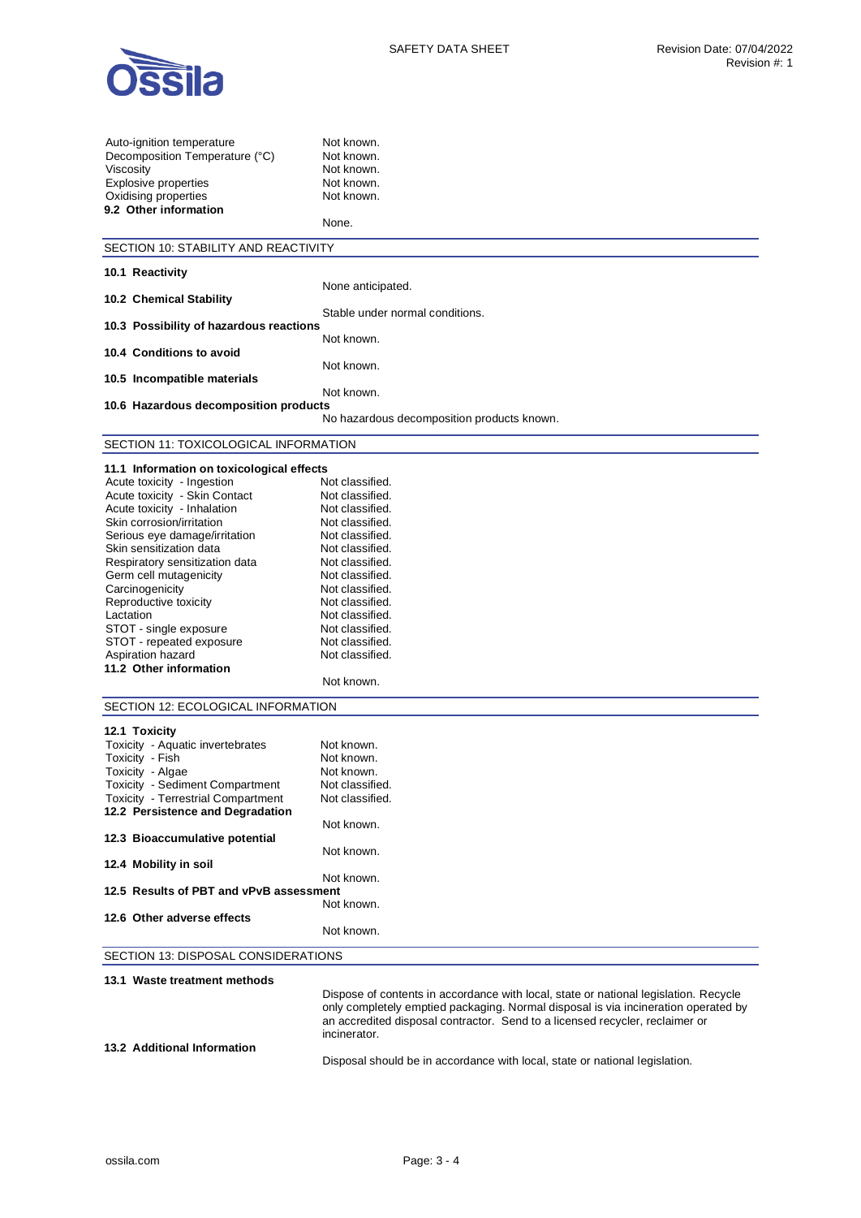| | |
|---|---|
| Auto-ignition temperature | Not known. |
| Decomposition Temperature (°C) | Not known. |
| Viscosity | Not known. |
| Explosive properties | Not known. |
| Oxidising properties | Not known. |

**9.2 Other information**

None.

## SECTION 10: STABILITY AND REACTIVITY

**10.1 Reactivity**

None anticipated.

**10.2 Chemical Stability**

Stable under normal conditions.

**10.3 Possibility of hazardous reactions**

Not known.

**10.4 Conditions to avoid**

Not known.

**10.5 Incompatible materials**

Not known.

**10.6 Hazardous decomposition products**

No hazardous decomposition products known.

## SECTION 11: TOXICOLOGICAL INFORMATION

**11.1 Information on toxicological effects**

| | |
|---|---|
| Acute toxicity - Ingestion | Not classified. |
| Acute toxicity - Skin Contact | Not classified. |
| Acute toxicity - Inhalation | Not classified. |
| Skin corrosion/irritation | Not classified. |
| Serious eye damage/irritation | Not classified. |
| Skin sensitization data | Not classified. |
| Respiratory sensitization data | Not classified. |
| Germ cell mutagenicity | Not classified. |
| Carcinogenicity | Not classified. |
| Reproductive toxicity | Not classified. |
| Lactation | Not classified. |
| STOT - single exposure | Not classified. |
| STOT - repeated exposure | Not classified. |
| Aspiration hazard | Not classified. |

**11.2 Other information**

Not known.

## SECTION 12: ECOLOGICAL INFORMATION

**12.1 Toxicity**

| | |
|---|---|
| Toxicity - Aquatic invertebrates | Not known. |
| Toxicity - Fish | Not known. |
| Toxicity - Algae | Not known. |
| Toxicity - Sediment Compartment | Not classified. |
| Toxicity - Terrestrial Compartment | Not classified. |

**12.2 Persistence and Degradation**

Not known.

**12.3 Bioaccumulative potential**

Not known.

**12.4 Mobility in soil**

Not known.

**12.5 Results of PBT and vPvB assessment**

Not known.

**12.6 Other adverse effects**

Not known.

## SECTION 13: DISPOSAL CONSIDERATIONS

**13.1 Waste treatment methods**

Dispose of contents in accordance with local, state or national legislation. Recycle only completely emptied packaging. Normal disposal is via incineration operated by an accredited disposal contractor. Send to a licensed recycler, reclaimer or incinerator.

**13.2 Additional Information**

Disposal should be in accordance with local, state or national legislation.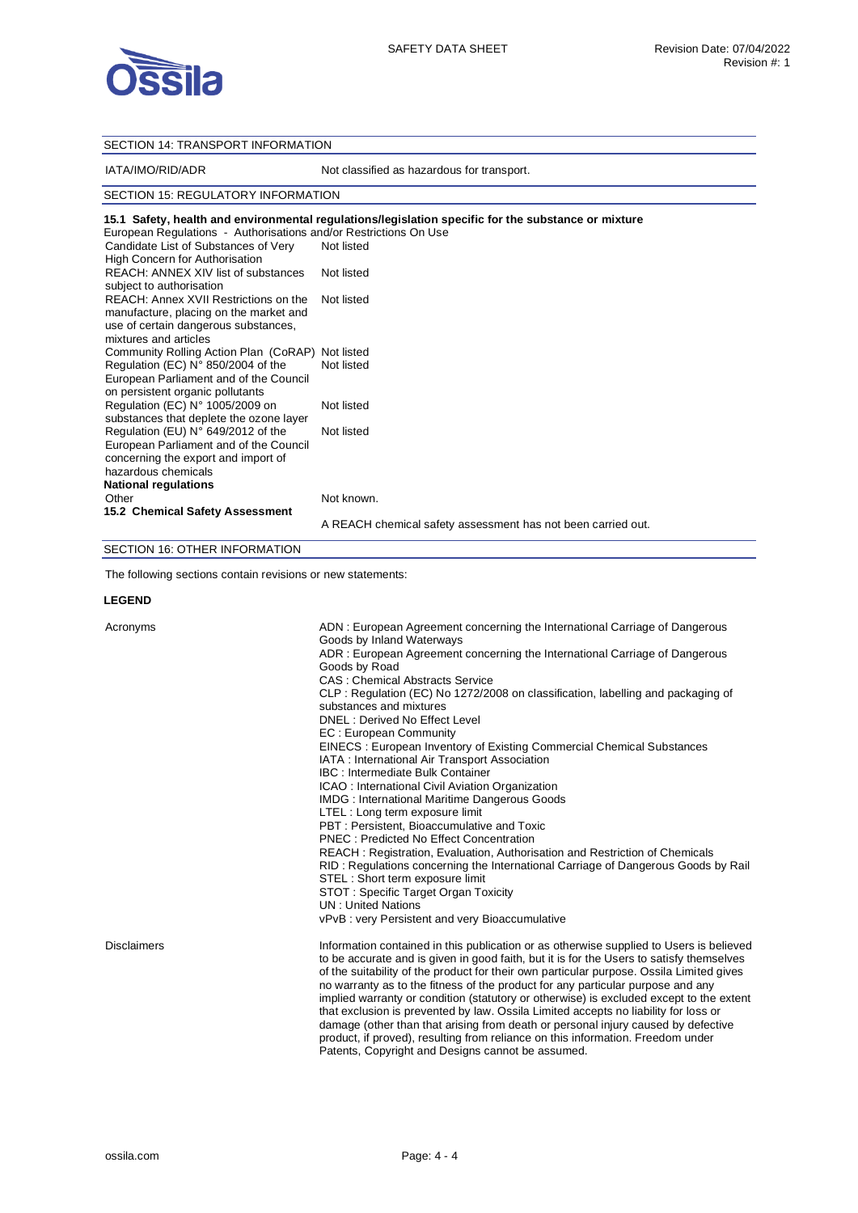## SECTION 14: TRANSPORT INFORMATION

| | |
|---|---|
| IATA/IMO/RID/ADR | Not classified as hazardous for transport. |

## SECTION 15: REGULATORY INFORMATION

**15.1 Safety, health and environmental regulations/legislation specific for the substance or mixture**

European Regulations - Authorisations and/or Restrictions On Use

| | |
|---|---|
| Candidate List of Substances of Very High Concern for Authorisation | Not listed |
| REACH: ANNEX XIV list of substances subject to authorisation | Not listed |
| REACH: Annex XVII Restrictions on the manufacture, placing on the market and use of certain dangerous substances, mixtures and articles | Not listed |
| Community Rolling Action Plan (CoRAP) | Not listed |
| Regulation (EC) N° 850/2004 of the European Parliament and of the Council on persistent organic pollutants | Not listed |
| Regulation (EC) N° 1005/2009 on substances that deplete the ozone layer | Not listed |
| Regulation (EU) N° 649/2012 of the European Parliament and of the Council concerning the export and import of hazardous chemicals | Not listed |

**National regulations**

| | |
|---|---|
| Other | Not known. |

**15.2 Chemical Safety Assessment**

A REACH chemical safety assessment has not been carried out.

## SECTION 16: OTHER INFORMATION

The following sections contain revisions or new statements:

**LEGEND**

Acronyms

ADN : European Agreement concerning the International Carriage of Dangerous Goods by Inland Waterways
ADR : European Agreement concerning the International Carriage of Dangerous Goods by Road
CAS : Chemical Abstracts Service
CLP : Regulation (EC) No 1272/2008 on classification, labelling and packaging of substances and mixtures
DNEL : Derived No Effect Level
EC : European Community
EINECS : European Inventory of Existing Commercial Chemical Substances
IATA : International Air Transport Association
IBC : Intermediate Bulk Container
ICAO : International Civil Aviation Organization
IMDG : International Maritime Dangerous Goods
LTEL : Long term exposure limit
PBT : Persistent, Bioaccumulative and Toxic
PNEC : Predicted No Effect Concentration
REACH : Registration, Evaluation, Authorisation and Restriction of Chemicals
RID : Regulations concerning the International Carriage of Dangerous Goods by Rail
STEL : Short term exposure limit
STOT : Specific Target Organ Toxicity
UN : United Nations
vPvB : very Persistent and very Bioaccumulative

Disclaimers

Information contained in this publication or as otherwise supplied to Users is believed to be accurate and is given in good faith, but it is for the Users to satisfy themselves of the suitability of the product for their own particular purpose. Ossila Limited gives no warranty as to the fitness of the product for any particular purpose and any implied warranty or condition (statutory or otherwise) is excluded except to the extent that exclusion is prevented by law. Ossila Limited accepts no liability for loss or damage (other than that arising from death or personal injury caused by defective product, if proved), resulting from reliance on this information. Freedom under Patents, Copyright and Designs cannot be assumed.